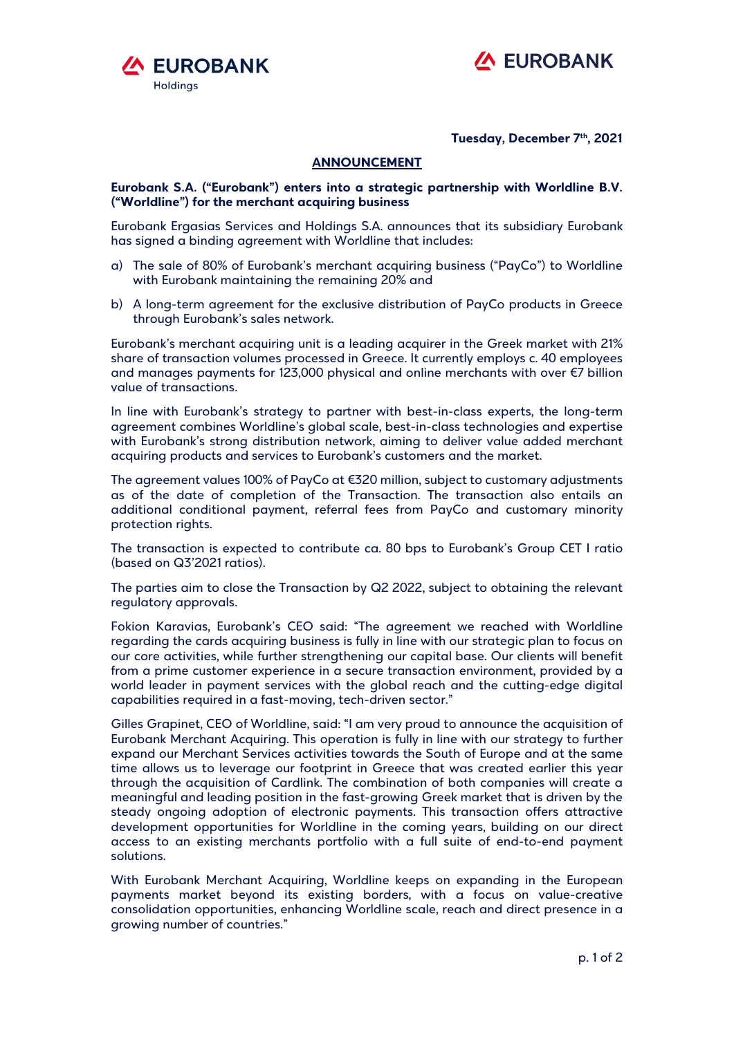**Tuesday, December 7th, 2021**

## ANNOUNCEMENT

**Eurobank S.A. ("Eurobank") enters into a strategic partnership with Worldline B.V. ("Worldline") for the merchant acquiring business**

Eurobank Ergasias Services and Holdings S.A. announces that its subsidiary Eurobank has signed a binding agreement with Worldline that includes:

a) The sale of 80% of Eurobank's merchant acquiring business ("PayCo") to Worldline with Eurobank maintaining the remaining 20% and

b) A long-term agreement for the exclusive distribution of PayCo products in Greece through Eurobank's sales network.

Eurobank's merchant acquiring unit is a leading acquirer in the Greek market with 21% share of transaction volumes processed in Greece. It currently employs c. 40 employees and manages payments for 123,000 physical and online merchants with over €7 billion value of transactions.

In line with Eurobank's strategy to partner with best-in-class experts, the long-term agreement combines Worldline's global scale, best-in-class technologies and expertise with Eurobank's strong distribution network, aiming to deliver value added merchant acquiring products and services to Eurobank's customers and the market.

The agreement values 100% of PayCo at €320 million, subject to customary adjustments as of the date of completion of the Transaction. The transaction also entails an additional conditional payment, referral fees from PayCo and customary minority protection rights.

The transaction is expected to contribute ca. 80 bps to Eurobank's Group CET I ratio (based on Q3'2021 ratios).

The parties aim to close the Transaction by Q2 2022, subject to obtaining the relevant regulatory approvals.

Fokion Karavias, Eurobank's CEO said: "The agreement we reached with Worldline regarding the cards acquiring business is fully in line with our strategic plan to focus on our core activities, while further strengthening our capital base. Our clients will benefit from a prime customer experience in a secure transaction environment, provided by a world leader in payment services with the global reach and the cutting-edge digital capabilities required in a fast-moving, tech-driven sector."

Gilles Grapinet, CEO of Worldline, said: "I am very proud to announce the acquisition of Eurobank Merchant Acquiring. This operation is fully in line with our strategy to further expand our Merchant Services activities towards the South of Europe and at the same time allows us to leverage our footprint in Greece that was created earlier this year through the acquisition of Cardlink. The combination of both companies will create a meaningful and leading position in the fast-growing Greek market that is driven by the steady ongoing adoption of electronic payments. This transaction offers attractive development opportunities for Worldline in the coming years, building on our direct access to an existing merchants portfolio with a full suite of end-to-end payment solutions.

With Eurobank Merchant Acquiring, Worldline keeps on expanding in the European payments market beyond its existing borders, with a focus on value-creative consolidation opportunities, enhancing Worldline scale, reach and direct presence in a growing number of countries."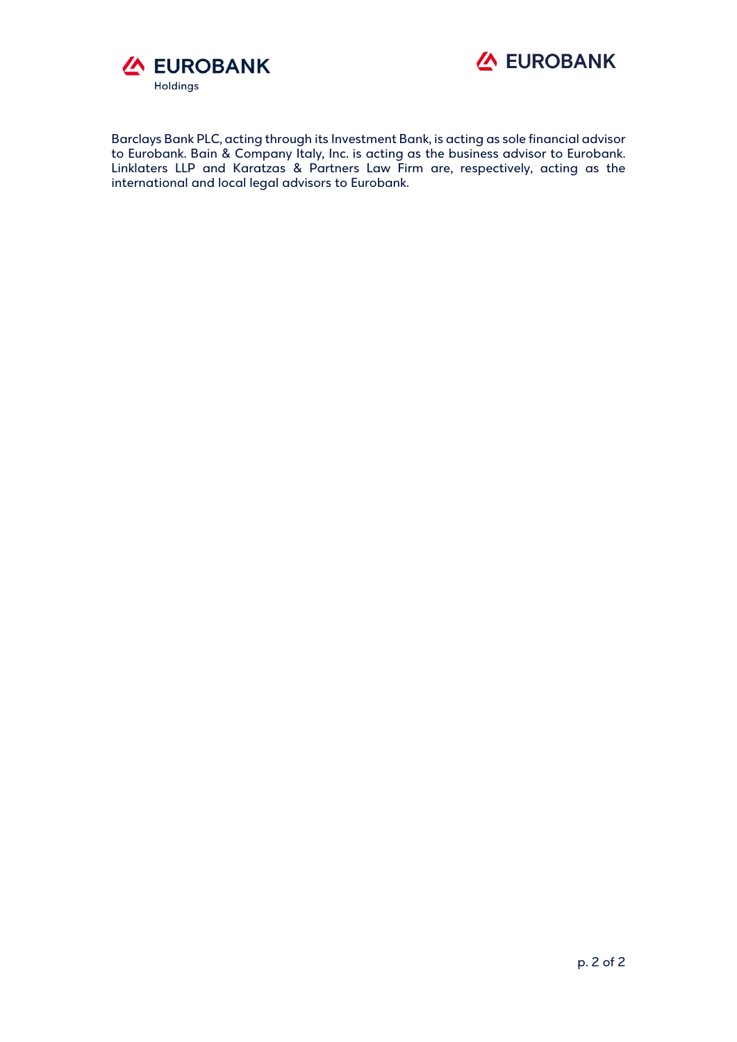Barclays Bank PLC, acting through its Investment Bank, is acting as sole financial advisor to Eurobank. Bain & Company Italy, Inc. is acting as the business advisor to Eurobank. Linklaters LLP and Karatzas & Partners Law Firm are, respectively, acting as the international and local legal advisors to Eurobank.